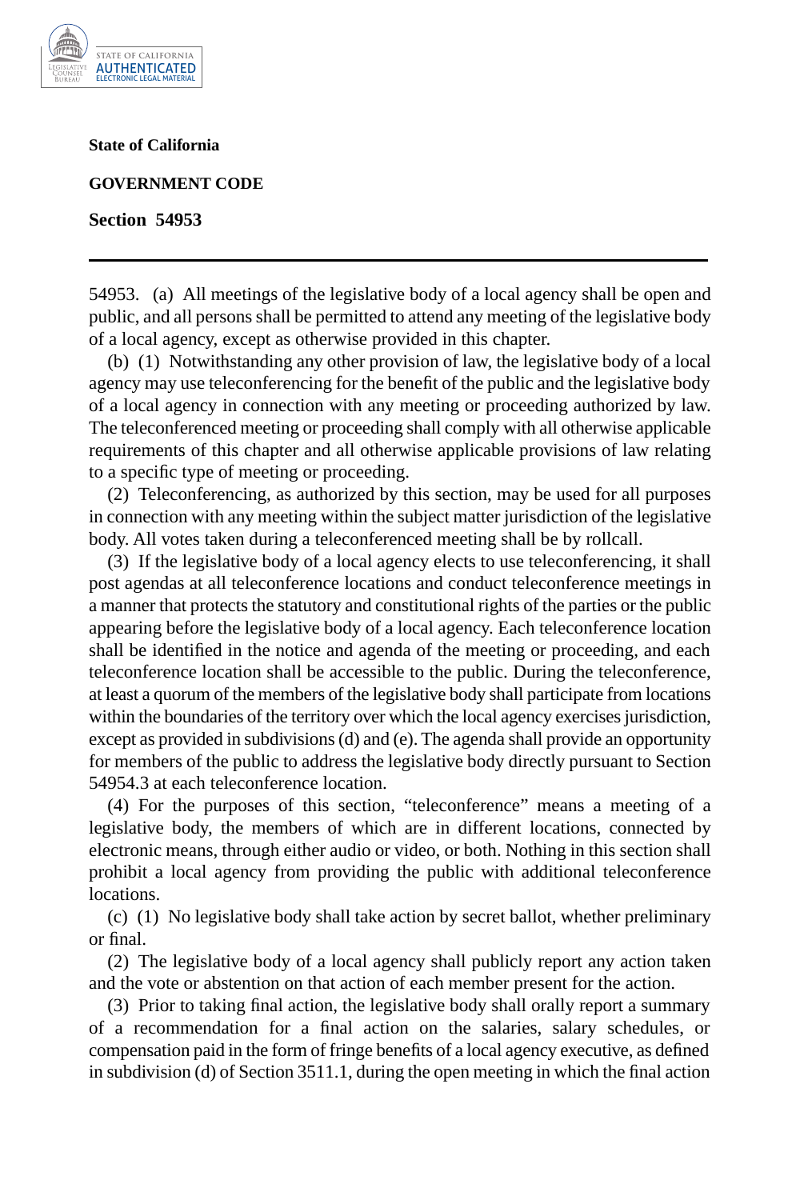**State of California**

**GOVERNMENT CODE**

**Section 54953**

---

54953. (a) All meetings of the legislative body of a local agency shall be open and public, and all persons shall be permitted to attend any meeting of the legislative body of a local agency, except as otherwise provided in this chapter.

(b) (1) Notwithstanding any other provision of law, the legislative body of a local agency may use teleconferencing for the benefit of the public and the legislative body of a local agency in connection with any meeting or proceeding authorized by law. The teleconferenced meeting or proceeding shall comply with all otherwise applicable requirements of this chapter and all otherwise applicable provisions of law relating to a specific type of meeting or proceeding.

(2) Teleconferencing, as authorized by this section, may be used for all purposes in connection with any meeting within the subject matter jurisdiction of the legislative body. All votes taken during a teleconferenced meeting shall be by rollcall.

(3) If the legislative body of a local agency elects to use teleconferencing, it shall post agendas at all teleconference locations and conduct teleconference meetings in a manner that protects the statutory and constitutional rights of the parties or the public appearing before the legislative body of a local agency. Each teleconference location shall be identified in the notice and agenda of the meeting or proceeding, and each teleconference location shall be accessible to the public. During the teleconference, at least a quorum of the members of the legislative body shall participate from locations within the boundaries of the territory over which the local agency exercises jurisdiction, except as provided in subdivisions (d) and (e). The agenda shall provide an opportunity for members of the public to address the legislative body directly pursuant to Section 54954.3 at each teleconference location.

(4) For the purposes of this section, "teleconference" means a meeting of a legislative body, the members of which are in different locations, connected by electronic means, through either audio or video, or both. Nothing in this section shall prohibit a local agency from providing the public with additional teleconference locations.

(c) (1) No legislative body shall take action by secret ballot, whether preliminary or final.

(2) The legislative body of a local agency shall publicly report any action taken and the vote or abstention on that action of each member present for the action.

(3) Prior to taking final action, the legislative body shall orally report a summary of a recommendation for a final action on the salaries, salary schedules, or compensation paid in the form of fringe benefits of a local agency executive, as defined in subdivision (d) of Section 3511.1, during the open meeting in which the final action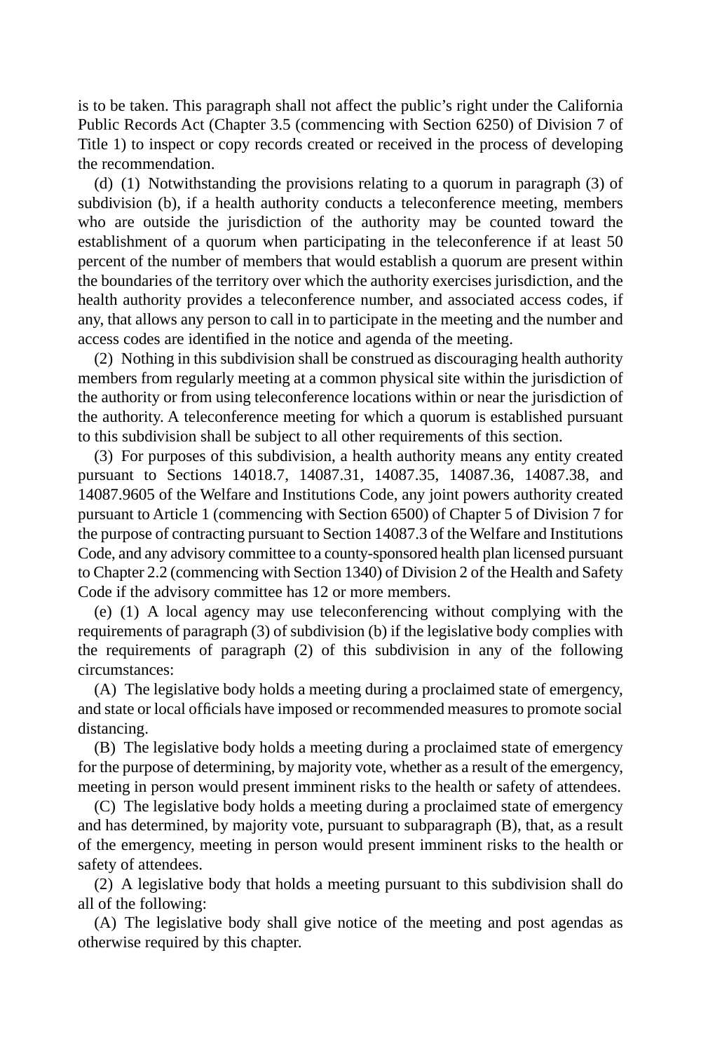is to be taken. This paragraph shall not affect the public's right under the California Public Records Act (Chapter 3.5 (commencing with Section 6250) of Division 7 of Title 1) to inspect or copy records created or received in the process of developing the recommendation.

(d) (1) Notwithstanding the provisions relating to a quorum in paragraph (3) of subdivision (b), if a health authority conducts a teleconference meeting, members who are outside the jurisdiction of the authority may be counted toward the establishment of a quorum when participating in the teleconference if at least 50 percent of the number of members that would establish a quorum are present within the boundaries of the territory over which the authority exercises jurisdiction, and the health authority provides a teleconference number, and associated access codes, if any, that allows any person to call in to participate in the meeting and the number and access codes are identified in the notice and agenda of the meeting.

(2) Nothing in this subdivision shall be construed as discouraging health authority members from regularly meeting at a common physical site within the jurisdiction of the authority or from using teleconference locations within or near the jurisdiction of the authority. A teleconference meeting for which a quorum is established pursuant to this subdivision shall be subject to all other requirements of this section.

(3) For purposes of this subdivision, a health authority means any entity created pursuant to Sections 14018.7, 14087.31, 14087.35, 14087.36, 14087.38, and 14087.9605 of the Welfare and Institutions Code, any joint powers authority created pursuant to Article 1 (commencing with Section 6500) of Chapter 5 of Division 7 for the purpose of contracting pursuant to Section 14087.3 of the Welfare and Institutions Code, and any advisory committee to a county-sponsored health plan licensed pursuant to Chapter 2.2 (commencing with Section 1340) of Division 2 of the Health and Safety Code if the advisory committee has 12 or more members.

(e) (1) A local agency may use teleconferencing without complying with the requirements of paragraph (3) of subdivision (b) if the legislative body complies with the requirements of paragraph (2) of this subdivision in any of the following circumstances:

(A) The legislative body holds a meeting during a proclaimed state of emergency, and state or local officials have imposed or recommended measures to promote social distancing.

(B) The legislative body holds a meeting during a proclaimed state of emergency for the purpose of determining, by majority vote, whether as a result of the emergency, meeting in person would present imminent risks to the health or safety of attendees.

(C) The legislative body holds a meeting during a proclaimed state of emergency and has determined, by majority vote, pursuant to subparagraph (B), that, as a result of the emergency, meeting in person would present imminent risks to the health or safety of attendees.

(2) A legislative body that holds a meeting pursuant to this subdivision shall do all of the following:

(A) The legislative body shall give notice of the meeting and post agendas as otherwise required by this chapter.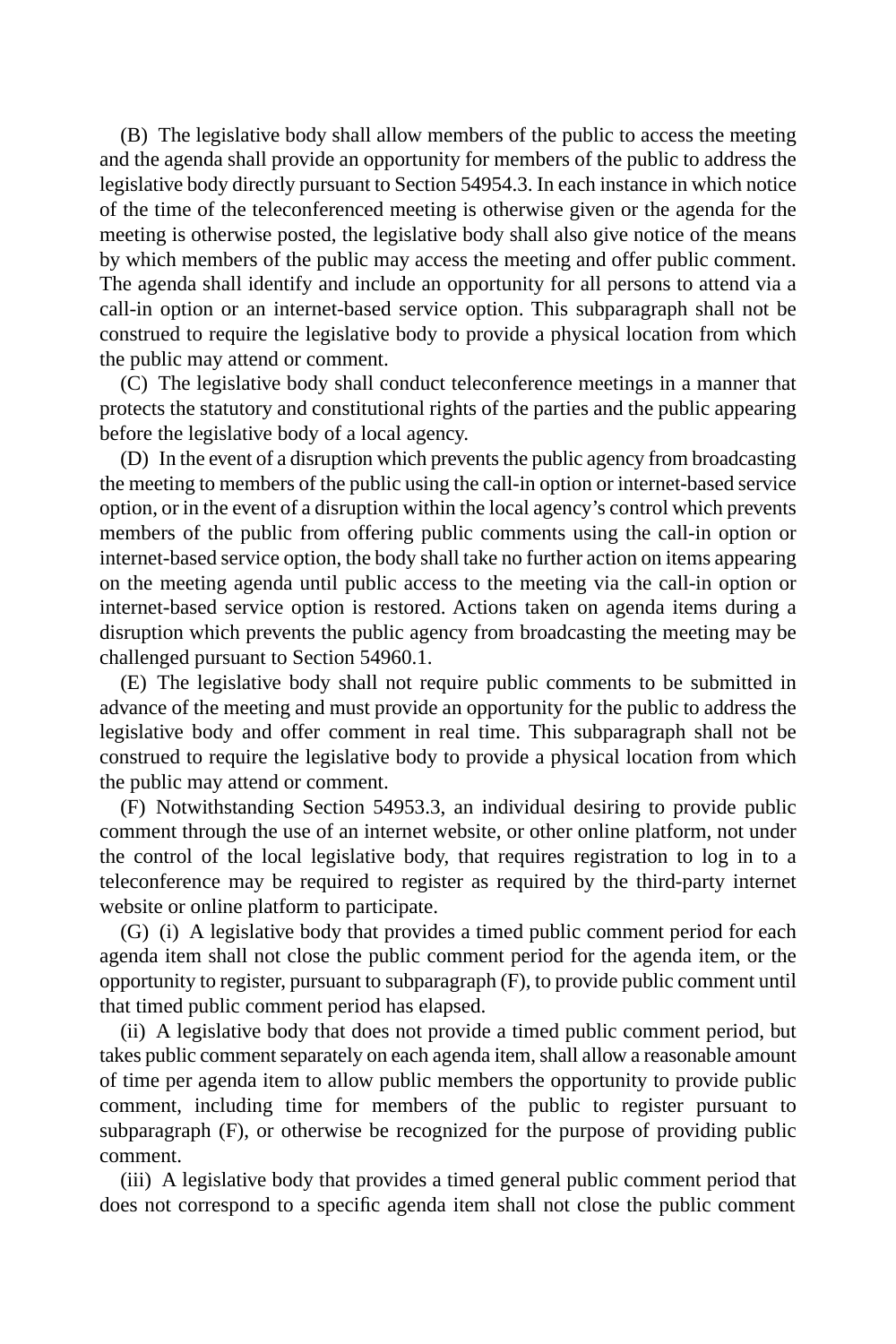(B) The legislative body shall allow members of the public to access the meeting and the agenda shall provide an opportunity for members of the public to address the legislative body directly pursuant to Section 54954.3. In each instance in which notice of the time of the teleconferenced meeting is otherwise given or the agenda for the meeting is otherwise posted, the legislative body shall also give notice of the means by which members of the public may access the meeting and offer public comment. The agenda shall identify and include an opportunity for all persons to attend via a call-in option or an internet-based service option. This subparagraph shall not be construed to require the legislative body to provide a physical location from which the public may attend or comment.

(C) The legislative body shall conduct teleconference meetings in a manner that protects the statutory and constitutional rights of the parties and the public appearing before the legislative body of a local agency.

(D) In the event of a disruption which prevents the public agency from broadcasting the meeting to members of the public using the call-in option or internet-based service option, or in the event of a disruption within the local agency's control which prevents members of the public from offering public comments using the call-in option or internet-based service option, the body shall take no further action on items appearing on the meeting agenda until public access to the meeting via the call-in option or internet-based service option is restored. Actions taken on agenda items during a disruption which prevents the public agency from broadcasting the meeting may be challenged pursuant to Section 54960.1.

(E) The legislative body shall not require public comments to be submitted in advance of the meeting and must provide an opportunity for the public to address the legislative body and offer comment in real time. This subparagraph shall not be construed to require the legislative body to provide a physical location from which the public may attend or comment.

(F) Notwithstanding Section 54953.3, an individual desiring to provide public comment through the use of an internet website, or other online platform, not under the control of the local legislative body, that requires registration to log in to a teleconference may be required to register as required by the third-party internet website or online platform to participate.

(G) (i) A legislative body that provides a timed public comment period for each agenda item shall not close the public comment period for the agenda item, or the opportunity to register, pursuant to subparagraph (F), to provide public comment until that timed public comment period has elapsed.

(ii) A legislative body that does not provide a timed public comment period, but takes public comment separately on each agenda item, shall allow a reasonable amount of time per agenda item to allow public members the opportunity to provide public comment, including time for members of the public to register pursuant to subparagraph (F), or otherwise be recognized for the purpose of providing public comment.

(iii) A legislative body that provides a timed general public comment period that does not correspond to a specific agenda item shall not close the public comment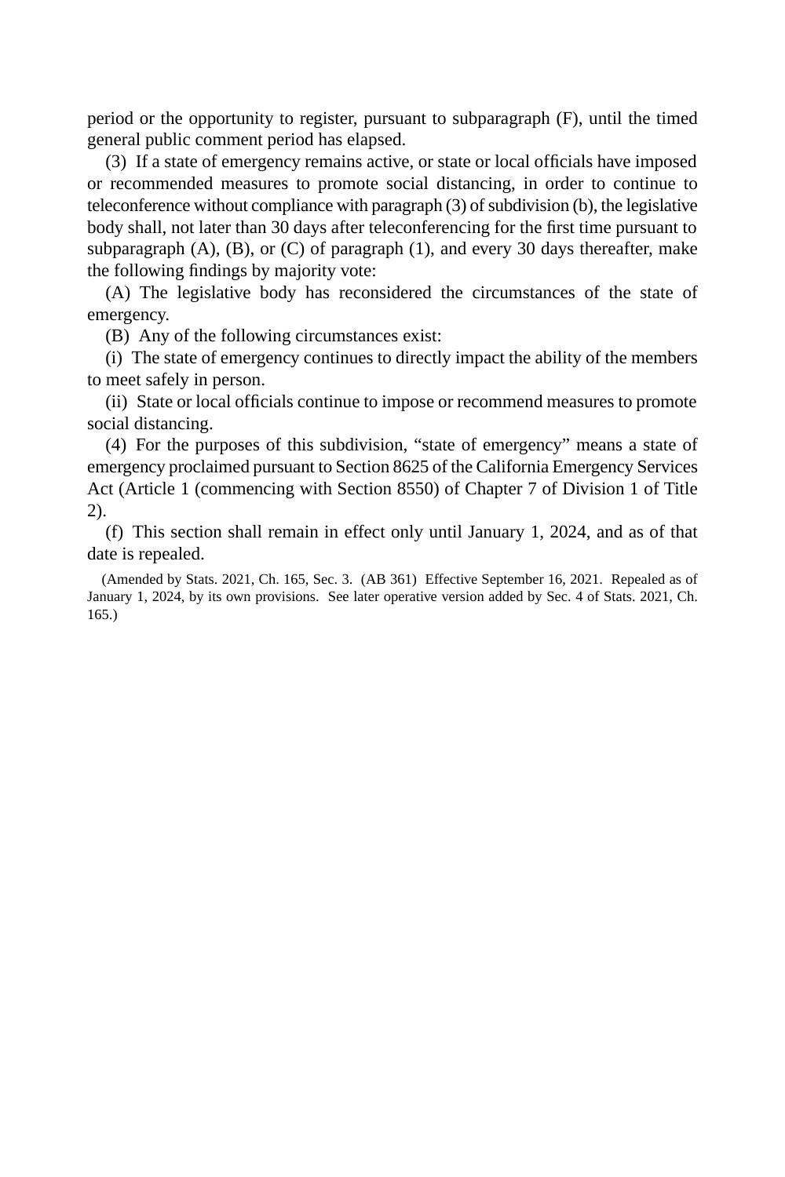period or the opportunity to register, pursuant to subparagraph (F), until the timed general public comment period has elapsed.

(3) If a state of emergency remains active, or state or local officials have imposed or recommended measures to promote social distancing, in order to continue to teleconference without compliance with paragraph (3) of subdivision (b), the legislative body shall, not later than 30 days after teleconferencing for the first time pursuant to subparagraph (A), (B), or (C) of paragraph (1), and every 30 days thereafter, make the following findings by majority vote:

(A) The legislative body has reconsidered the circumstances of the state of emergency.

(B) Any of the following circumstances exist:

(i) The state of emergency continues to directly impact the ability of the members to meet safely in person.

(ii) State or local officials continue to impose or recommend measures to promote social distancing.

(4) For the purposes of this subdivision, “state of emergency” means a state of emergency proclaimed pursuant to Section 8625 of the California Emergency Services Act (Article 1 (commencing with Section 8550) of Chapter 7 of Division 1 of Title 2).

(f) This section shall remain in effect only until January 1, 2024, and as of that date is repealed.

(Amended by Stats. 2021, Ch. 165, Sec. 3. (AB 361) Effective September 16, 2021. Repealed as of January 1, 2024, by its own provisions. See later operative version added by Sec. 4 of Stats. 2021, Ch. 165.)